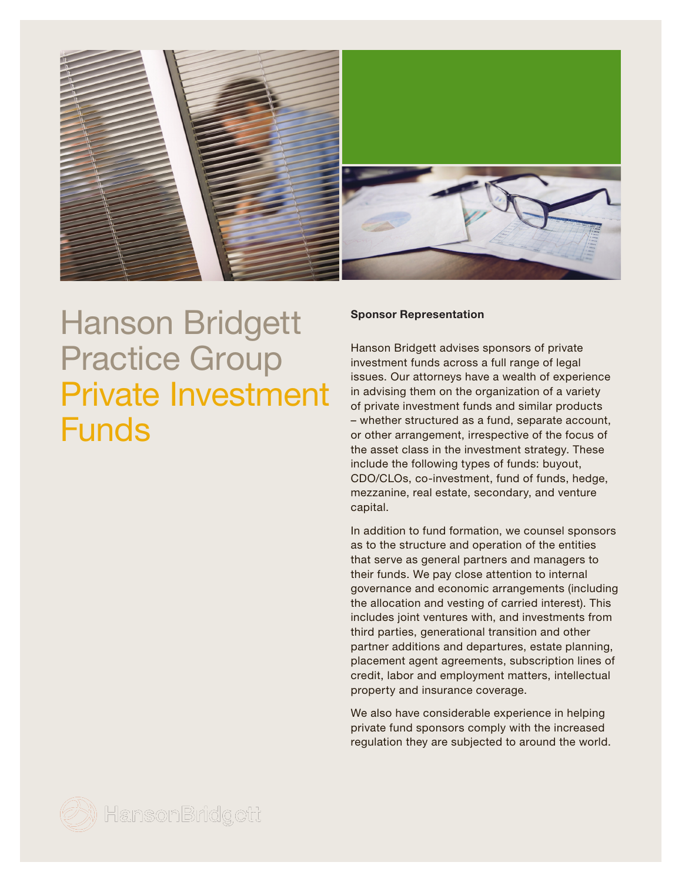# Hanson Bridgett Practice Group Private Investment Funds

**Sponsor Representation**

Hanson Bridgett advises sponsors of private investment funds across a full range of legal issues. Our attorneys have a wealth of experience in advising them on the organization of a variety of private investment funds and similar products – whether structured as a fund, separate account, or other arrangement, irrespective of the focus of the asset class in the investment strategy. These include the following types of funds: buyout, CDO/CLOs, co-investment, fund of funds, hedge, mezzanine, real estate, secondary, and venture capital.

In addition to fund formation, we counsel sponsors as to the structure and operation of the entities that serve as general partners and managers to their funds. We pay close attention to internal governance and economic arrangements (including the allocation and vesting of carried interest). This includes joint ventures with, and investments from third parties, generational transition and other partner additions and departures, estate planning, placement agent agreements, subscription lines of credit, labor and employment matters, intellectual property and insurance coverage.

We also have considerable experience in helping private fund sponsors comply with the increased regulation they are subjected to around the world.

HansonBridgett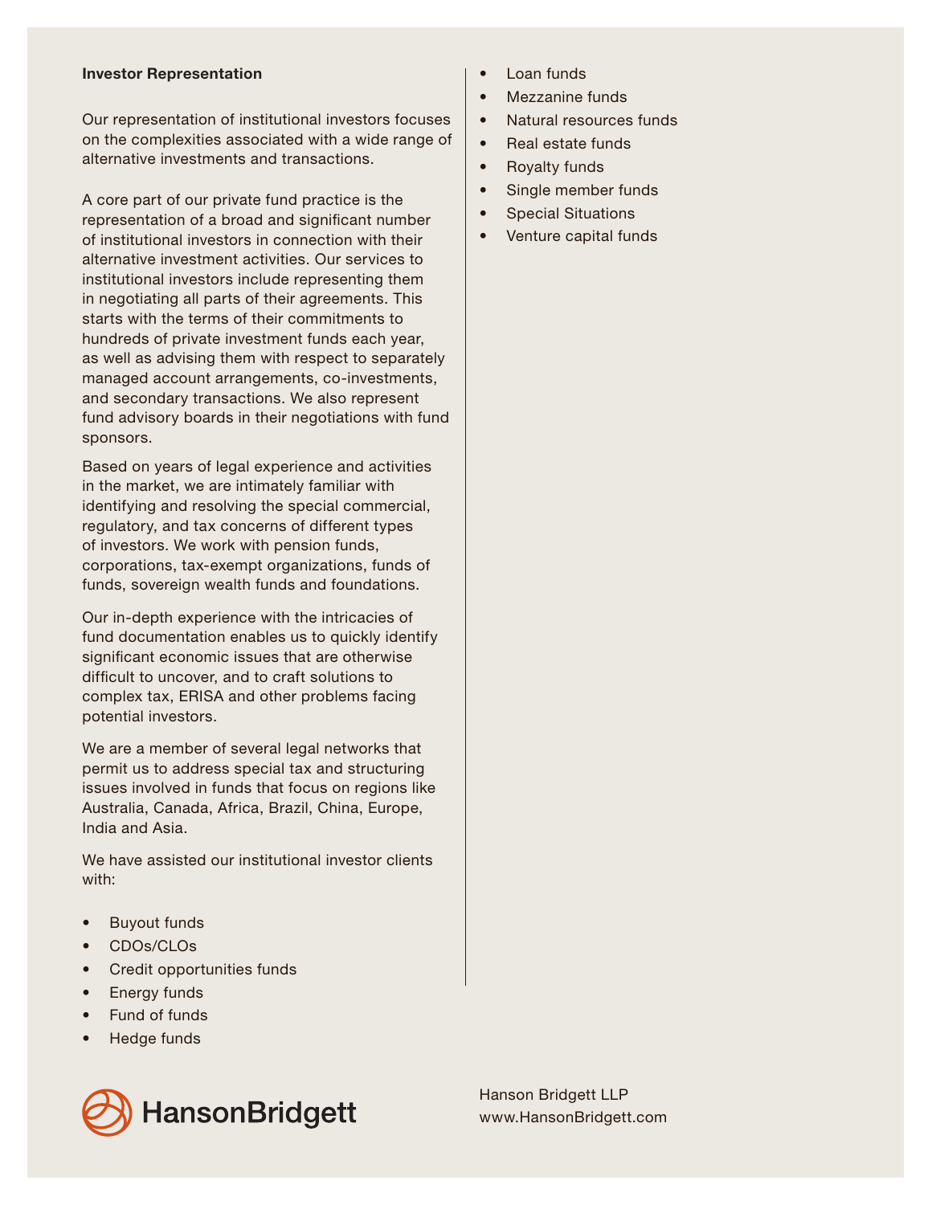## Investor Representation

Our representation of institutional investors focuses on the complexities associated with a wide range of alternative investments and transactions.

A core part of our private fund practice is the representation of a broad and significant number of institutional investors in connection with their alternative investment activities. Our services to institutional investors include representing them in negotiating all parts of their agreements. This starts with the terms of their commitments to hundreds of private investment funds each year, as well as advising them with respect to separately managed account arrangements, co-investments, and secondary transactions. We also represent fund advisory boards in their negotiations with fund sponsors.

Based on years of legal experience and activities in the market, we are intimately familiar with identifying and resolving the special commercial, regulatory, and tax concerns of different types of investors. We work with pension funds, corporations, tax-exempt organizations, funds of funds, sovereign wealth funds and foundations.

Our in-depth experience with the intricacies of fund documentation enables us to quickly identify significant economic issues that are otherwise difficult to uncover, and to craft solutions to complex tax, ERISA and other problems facing potential investors.

We are a member of several legal networks that permit us to address special tax and structuring issues involved in funds that focus on regions like Australia, Canada, Africa, Brazil, China, Europe, India and Asia.

We have assisted our institutional investor clients with:

- Buyout funds
- CDOs/CLOs
- Credit opportunities funds
- Energy funds
- Fund of funds
- Hedge funds
- Loan funds
- Mezzanine funds
- Natural resources funds
- Real estate funds
- Royalty funds
- Single member funds
- Special Situations
- Venture capital funds

HansonBridgett

Hanson Bridgett LLP
www.HansonBridgett.com